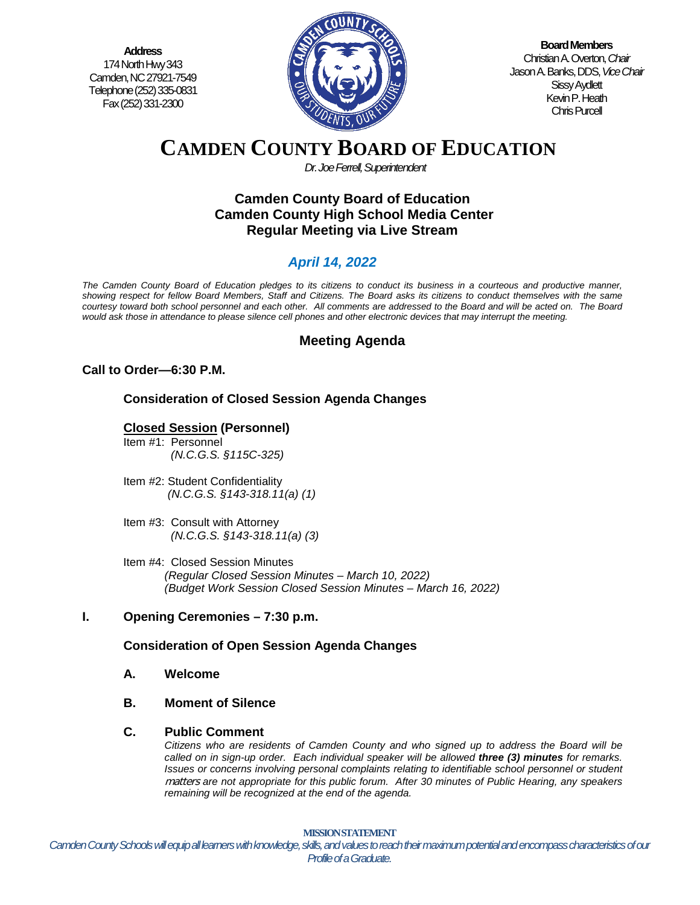**Address**
174 North Hwy 343
Camden, NC 27921-7549
Telephone (252) 335-0831
Fax (252) 331-2300

**Board Members**
Christian A. Overton, *Chair*
Jason A. Banks, DDS, *Vice Chair*
Sissy Aydlett
Kevin P. Heath
Chris Purcell

# CAMDEN COUNTY BOARD OF EDUCATION

*Dr. Joe Ferrell, Superintendent*

## Camden County Board of Education
## Camden County High School Media Center
## Regular Meeting via Live Stream

## *April 14, 2022*

*The Camden County Board of Education pledges to its citizens to conduct its business in a courteous and productive manner, showing respect for fellow Board Members, Staff and Citizens. The Board asks its citizens to conduct themselves with the same courtesy toward both school personnel and each other. All comments are addressed to the Board and will be acted on. The Board would ask those in attendance to please silence cell phones and other electronic devices that may interrupt the meeting.*

## Meeting Agenda

**Call to Order—6:30 P.M.**

**Consideration of Closed Session Agenda Changes**

**Closed Session (Personnel)**

Item #1: Personnel
*(N.C.G.S. §115C-325)*

Item #2: Student Confidentiality
*(N.C.G.S. §143-318.11(a) (1)*

Item #3: Consult with Attorney
*(N.C.G.S. §143-318.11(a) (3)*

Item #4: Closed Session Minutes
*(Regular Closed Session Minutes – March 10, 2022)*
*(Budget Work Session Closed Session Minutes – March 16, 2022)*

**I. Opening Ceremonies – 7:30 p.m.**

**Consideration of Open Session Agenda Changes**

**A. Welcome**

**B. Moment of Silence**

**C. Public Comment**

*Citizens who are residents of Camden County and who signed up to address the Board will be called on in sign-up order. Each individual speaker will be allowed* ***three (3) minutes*** *for remarks. Issues or concerns involving personal complaints relating to identifiable school personnel or student matters are not appropriate for this public forum. After 30 minutes of Public Hearing, any speakers remaining will be recognized at the end of the agenda.*

**MISSION STATEMENT**
*Camden County Schools will equip all learners with knowledge, skills, and values to reach their maximum potential and encompass characteristics of our Profile of a Graduate.*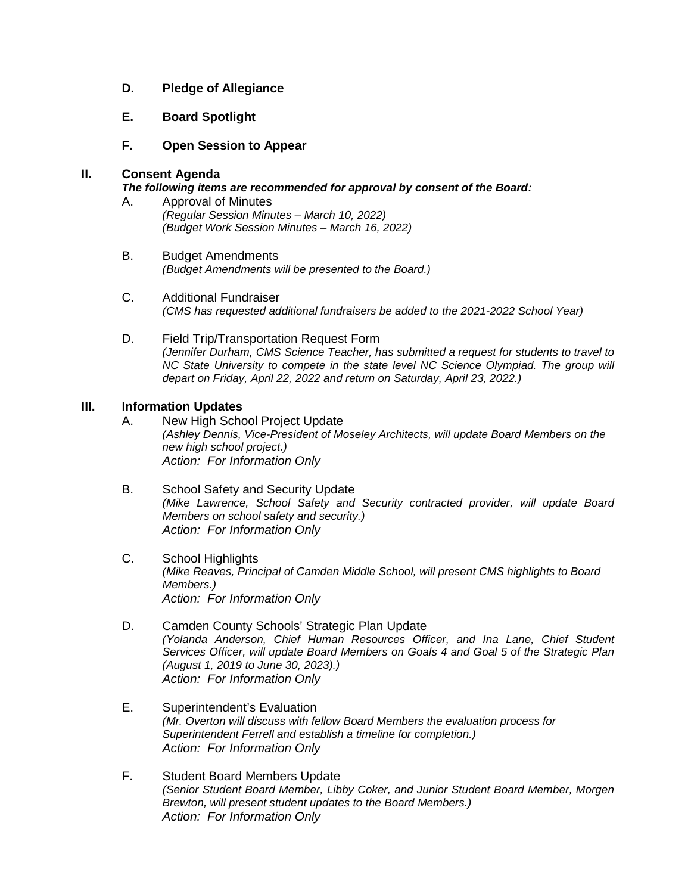**D. Pledge of Allegiance**

**E. Board Spotlight**

**F. Open Session to Appear**

## II. Consent Agenda

***The following items are recommended for approval by consent of the Board:***

A. Approval of Minutes
*(Regular Session Minutes – March 10, 2022)*
*(Budget Work Session Minutes – March 16, 2022)*

B. Budget Amendments
*(Budget Amendments will be presented to the Board.)*

C. Additional Fundraiser
*(CMS has requested additional fundraisers be added to the 2021-2022 School Year)*

D. Field Trip/Transportation Request Form
*(Jennifer Durham, CMS Science Teacher, has submitted a request for students to travel to NC State University to compete in the state level NC Science Olympiad. The group will depart on Friday, April 22, 2022 and return on Saturday, April 23, 2022.)*

## III. Information Updates

A. New High School Project Update
*(Ashley Dennis, Vice-President of Moseley Architects, will update Board Members on the new high school project.)*
*Action: For Information Only*

B. School Safety and Security Update
*(Mike Lawrence, School Safety and Security contracted provider, will update Board Members on school safety and security.)*
*Action: For Information Only*

C. School Highlights
*(Mike Reaves, Principal of Camden Middle School, will present CMS highlights to Board Members.)*
*Action: For Information Only*

D. Camden County Schools' Strategic Plan Update
*(Yolanda Anderson, Chief Human Resources Officer, and Ina Lane, Chief Student Services Officer, will update Board Members on Goals 4 and Goal 5 of the Strategic Plan (August 1, 2019 to June 30, 2023).)*
*Action: For Information Only*

E. Superintendent's Evaluation
*(Mr. Overton will discuss with fellow Board Members the evaluation process for Superintendent Ferrell and establish a timeline for completion.)*
*Action: For Information Only*

F. Student Board Members Update
*(Senior Student Board Member, Libby Coker, and Junior Student Board Member, Morgen Brewton, will present student updates to the Board Members.)*
*Action: For Information Only*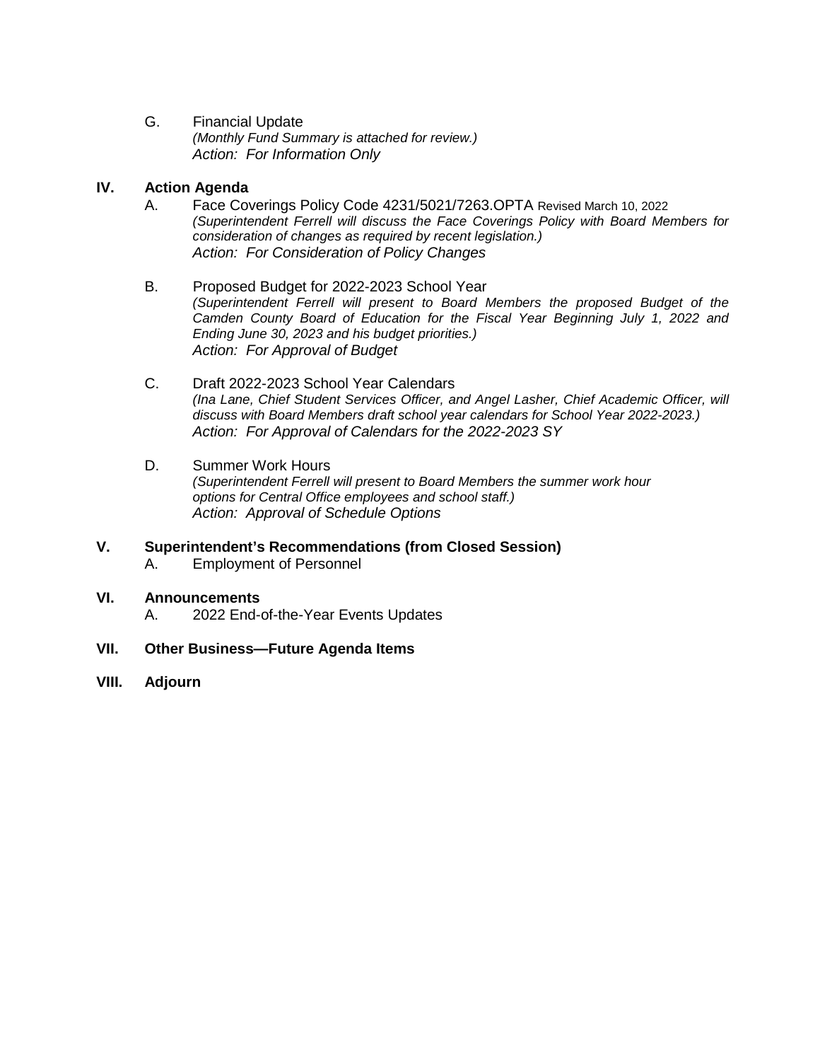G. Financial Update
*(Monthly Fund Summary is attached for review.)*
*Action: For Information Only*

**IV. Action Agenda**

A. Face Coverings Policy Code 4231/5021/7263.OPTA Revised March 10, 2022
*(Superintendent Ferrell will discuss the Face Coverings Policy with Board Members for consideration of changes as required by recent legislation.)*
*Action: For Consideration of Policy Changes*

B. Proposed Budget for 2022-2023 School Year
*(Superintendent Ferrell will present to Board Members the proposed Budget of the Camden County Board of Education for the Fiscal Year Beginning July 1, 2022 and Ending June 30, 2023 and his budget priorities.)*
*Action: For Approval of Budget*

C. Draft 2022-2023 School Year Calendars
*(Ina Lane, Chief Student Services Officer, and Angel Lasher, Chief Academic Officer, will discuss with Board Members draft school year calendars for School Year 2022-2023.)*
*Action: For Approval of Calendars for the 2022-2023 SY*

D. Summer Work Hours
*(Superintendent Ferrell will present to Board Members the summer work hour options for Central Office employees and school staff.)*
*Action: Approval of Schedule Options*

**V. Superintendent's Recommendations (from Closed Session)**

A. Employment of Personnel

**VI. Announcements**

A. 2022 End-of-the-Year Events Updates

**VII. Other Business—Future Agenda Items**

**VIII. Adjourn**